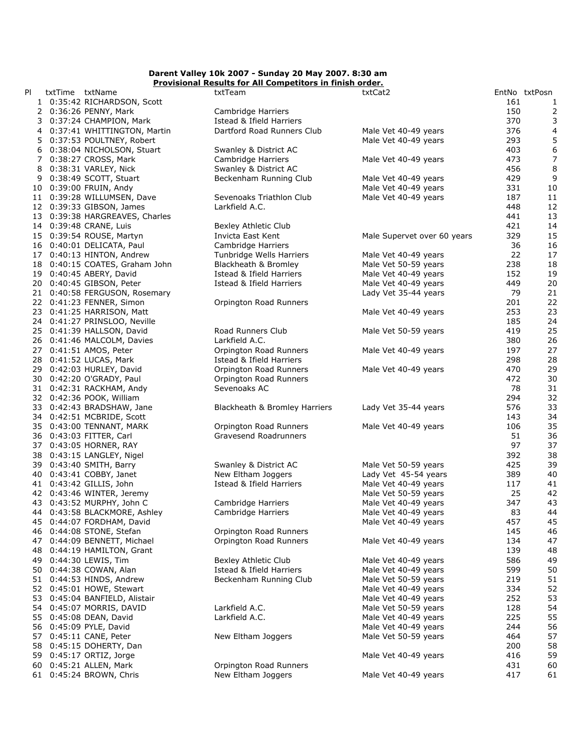**Darent Valley 10k 2007 - Sunday 20 May 2007. 8:30 am**

**Provisional Results for All Competitors in finish order.**

| Pl | txtTime | txtName | txtTeam | txtCat2 | EntNo | txtPosn |
|---|---|---|---|---|---|---|
| 1 | 0:35:42 | RICHARDSON, Scott | | | 161 | 1 |
| 2 | 0:36:26 | PENNY, Mark | Cambridge Harriers | | 150 | 2 |
| 3 | 0:37:24 | CHAMPION, Mark | Istead & Ifield Harriers | | 370 | 3 |
| 4 | 0:37:41 | WHITTINGTON, Martin | Dartford Road Runners Club | Male Vet 40-49 years | 376 | 4 |
| 5 | 0:37:53 | POULTNEY, Robert | | Male Vet 40-49 years | 293 | 5 |
| 6 | 0:38:04 | NICHOLSON, Stuart | Swanley & District AC | | 403 | 6 |
| 7 | 0:38:27 | CROSS, Mark | Cambridge Harriers | Male Vet 40-49 years | 473 | 7 |
| 8 | 0:38:31 | VARLEY, Nick | Swanley & District AC | | 456 | 8 |
| 9 | 0:38:49 | SCOTT, Stuart | Beckenham Running Club | Male Vet 40-49 years | 429 | 9 |
| 10 | 0:39:00 | FRUIN, Andy | | Male Vet 40-49 years | 331 | 10 |
| 11 | 0:39:28 | WILLUMSEN, Dave | Sevenoaks Triathlon Club | Male Vet 40-49 years | 187 | 11 |
| 12 | 0:39:33 | GIBSON, James | Larkfield A.C. | | 448 | 12 |
| 13 | 0:39:38 | HARGREAVES, Charles | | | 441 | 13 |
| 14 | 0:39:48 | CRANE, Luis | Bexley Athletic Club | | 421 | 14 |
| 15 | 0:39:54 | ROUSE, Martyn | Invicta East Kent | Male Supervet over 60 years | 329 | 15 |
| 16 | 0:40:01 | DELICATA, Paul | Cambridge Harriers | | 36 | 16 |
| 17 | 0:40:13 | HINTON, Andrew | Tunbridge Wells Harriers | Male Vet 40-49 years | 22 | 17 |
| 18 | 0:40:15 | COATES, Graham John | Blackheath & Bromley | Male Vet 50-59 years | 238 | 18 |
| 19 | 0:40:45 | ABERY, David | Istead & Ifield Harriers | Male Vet 40-49 years | 152 | 19 |
| 20 | 0:40:45 | GIBSON, Peter | Istead & Ifield Harriers | Male Vet 40-49 years | 449 | 20 |
| 21 | 0:40:58 | FERGUSON, Rosemary | | Lady Vet 35-44 years | 79 | 21 |
| 22 | 0:41:23 | FENNER, Simon | Orpington Road Runners | | 201 | 22 |
| 23 | 0:41:25 | HARRISON, Matt | | Male Vet 40-49 years | 253 | 23 |
| 24 | 0:41:27 | PRINSLOO, Neville | | | 185 | 24 |
| 25 | 0:41:39 | HALLSON, David | Road Runners Club | Male Vet 50-59 years | 419 | 25 |
| 26 | 0:41:46 | MALCOLM, Davies | Larkfield A.C. | | 380 | 26 |
| 27 | 0:41:51 | AMOS, Peter | Orpington Road Runners | Male Vet 40-49 years | 197 | 27 |
| 28 | 0:41:52 | LUCAS, Mark | Istead & Ifield Harriers | | 298 | 28 |
| 29 | 0:42:03 | HURLEY, David | Orpington Road Runners | Male Vet 40-49 years | 470 | 29 |
| 30 | 0:42:20 | O'GRADY, Paul | Orpington Road Runners | | 472 | 30 |
| 31 | 0:42:31 | RACKHAM, Andy | Sevenoaks AC | | 78 | 31 |
| 32 | 0:42:36 | POOK, William | | | 294 | 32 |
| 33 | 0:42:43 | BRADSHAW, Jane | Blackheath & Bromley Harriers | Lady Vet 35-44 years | 576 | 33 |
| 34 | 0:42:51 | MCBRIDE, Scott | | | 143 | 34 |
| 35 | 0:43:00 | TENNANT, MARK | Orpington Road Runners | Male Vet 40-49 years | 106 | 35 |
| 36 | 0:43:03 | FITTER, Carl | Gravesend Roadrunners | | 51 | 36 |
| 37 | 0:43:05 | HORNER, RAY | | | 97 | 37 |
| 38 | 0:43:15 | LANGLEY, Nigel | | | 392 | 38 |
| 39 | 0:43:40 | SMITH, Barry | Swanley & District AC | Male Vet 50-59 years | 425 | 39 |
| 40 | 0:43:41 | COBBY, Janet | New Eltham Joggers | Lady Vet 45-54 years | 389 | 40 |
| 41 | 0:43:42 | GILLIS, John | Istead & Ifield Harriers | Male Vet 40-49 years | 117 | 41 |
| 42 | 0:43:46 | WINTER, Jeremy | | Male Vet 50-59 years | 25 | 42 |
| 43 | 0:43:52 | MURPHY, John C | Cambridge Harriers | Male Vet 40-49 years | 347 | 43 |
| 44 | 0:43:58 | BLACKMORE, Ashley | Cambridge Harriers | Male Vet 40-49 years | 83 | 44 |
| 45 | 0:44:07 | FORDHAM, David | | Male Vet 40-49 years | 457 | 45 |
| 46 | 0:44:08 | STONE, Stefan | Orpington Road Runners | | 145 | 46 |
| 47 | 0:44:09 | BENNETT, Michael | Orpington Road Runners | Male Vet 40-49 years | 134 | 47 |
| 48 | 0:44:19 | HAMILTON, Grant | | | 139 | 48 |
| 49 | 0:44:30 | LEWIS, Tim | Bexley Athletic Club | Male Vet 40-49 years | 586 | 49 |
| 50 | 0:44:38 | COWAN, Alan | Istead & Ifield Harriers | Male Vet 40-49 years | 599 | 50 |
| 51 | 0:44:53 | HINDS, Andrew | Beckenham Running Club | Male Vet 50-59 years | 219 | 51 |
| 52 | 0:45:01 | HOWE, Stewart | | Male Vet 40-49 years | 334 | 52 |
| 53 | 0:45:04 | BANFIELD, Alistair | | Male Vet 40-49 years | 252 | 53 |
| 54 | 0:45:07 | MORRIS, DAVID | Larkfield A.C. | Male Vet 50-59 years | 128 | 54 |
| 55 | 0:45:08 | DEAN, David | Larkfield A.C. | Male Vet 40-49 years | 225 | 55 |
| 56 | 0:45:09 | PYLE, David | | Male Vet 40-49 years | 244 | 56 |
| 57 | 0:45:11 | CANE, Peter | New Eltham Joggers | Male Vet 50-59 years | 464 | 57 |
| 58 | 0:45:15 | DOHERTY, Dan | | | 200 | 58 |
| 59 | 0:45:17 | ORTIZ, Jorge | | Male Vet 40-49 years | 416 | 59 |
| 60 | 0:45:21 | ALLEN, Mark | Orpington Road Runners | | 431 | 60 |
| 61 | 0:45:24 | BROWN, Chris | New Eltham Joggers | Male Vet 40-49 years | 417 | 61 |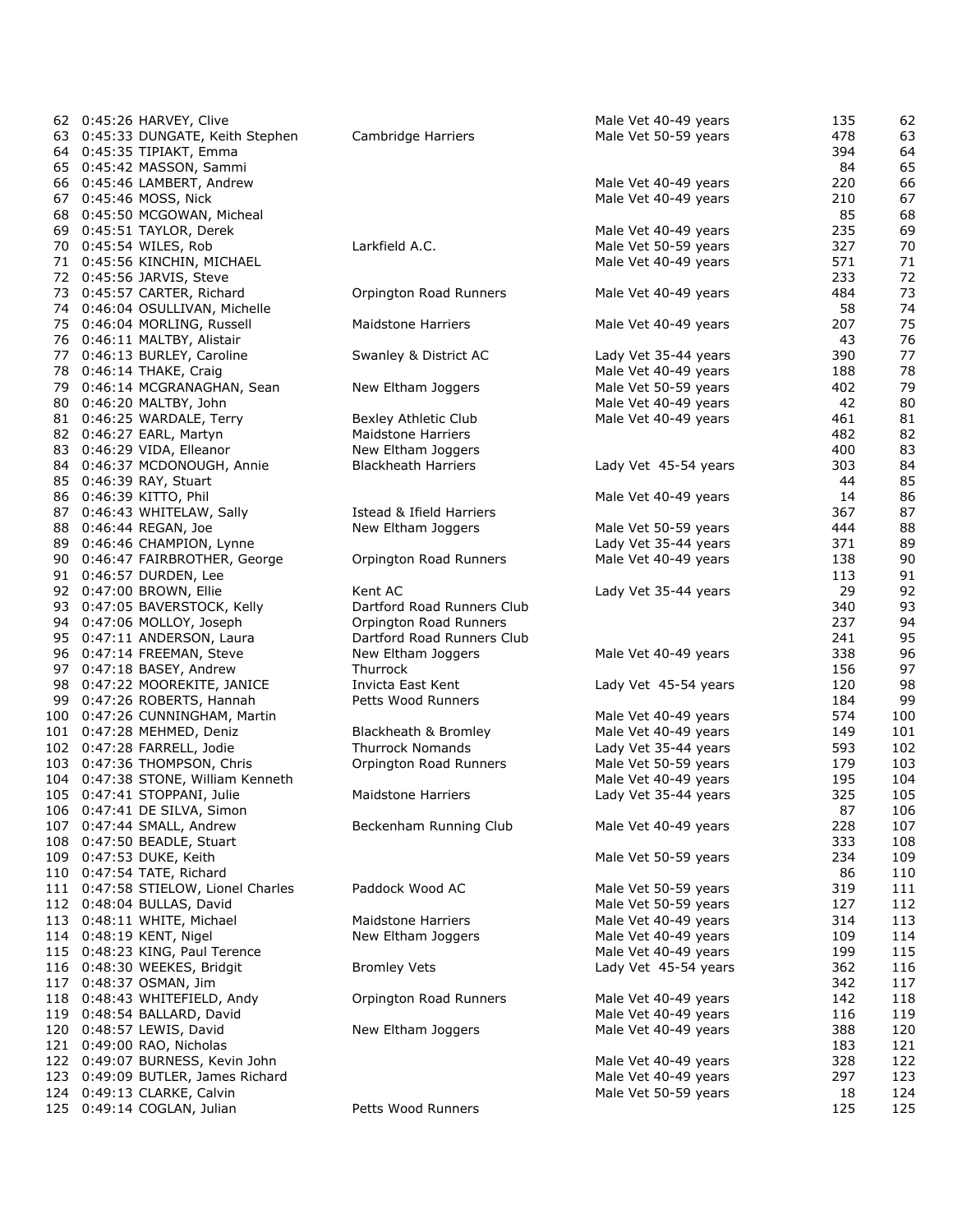| | | | | | | |
|---|---|---|---|---|---|---|
| 62 | 0:45:26 | HARVEY, Clive | | Male Vet 40-49 years | 135 | 62 |
| 63 | 0:45:33 | DUNGATE, Keith Stephen | Cambridge Harriers | Male Vet 50-59 years | 478 | 63 |
| 64 | 0:45:35 | TIPIAKT, Emma | | | 394 | 64 |
| 65 | 0:45:42 | MASSON, Sammi | | | 84 | 65 |
| 66 | 0:45:46 | LAMBERT, Andrew | | Male Vet 40-49 years | 220 | 66 |
| 67 | 0:45:46 | MOSS, Nick | | Male Vet 40-49 years | 210 | 67 |
| 68 | 0:45:50 | MCGOWAN, Micheal | | | 85 | 68 |
| 69 | 0:45:51 | TAYLOR, Derek | | Male Vet 40-49 years | 235 | 69 |
| 70 | 0:45:54 | WILES, Rob | Larkfield A.C. | Male Vet 50-59 years | 327 | 70 |
| 71 | 0:45:56 | KINCHIN, MICHAEL | | Male Vet 40-49 years | 571 | 71 |
| 72 | 0:45:56 | JARVIS, Steve | | | 233 | 72 |
| 73 | 0:45:57 | CARTER, Richard | Orpington Road Runners | Male Vet 40-49 years | 484 | 73 |
| 74 | 0:46:04 | OSULLIVAN, Michelle | | | 58 | 74 |
| 75 | 0:46:04 | MORLING, Russell | Maidstone Harriers | Male Vet 40-49 years | 207 | 75 |
| 76 | 0:46:11 | MALTBY, Alistair | | | 43 | 76 |
| 77 | 0:46:13 | BURLEY, Caroline | Swanley & District AC | Lady Vet 35-44 years | 390 | 77 |
| 78 | 0:46:14 | THAKE, Craig | | Male Vet 40-49 years | 188 | 78 |
| 79 | 0:46:14 | MCGRANAGHAN, Sean | New Eltham Joggers | Male Vet 50-59 years | 402 | 79 |
| 80 | 0:46:20 | MALTBY, John | | Male Vet 40-49 years | 42 | 80 |
| 81 | 0:46:25 | WARDALE, Terry | Bexley Athletic Club | Male Vet 40-49 years | 461 | 81 |
| 82 | 0:46:27 | EARL, Martyn | Maidstone Harriers | | 482 | 82 |
| 83 | 0:46:29 | VIDA, Elleanor | New Eltham Joggers | | 400 | 83 |
| 84 | 0:46:37 | MCDONOUGH, Annie | Blackheath Harriers | Lady Vet 45-54 years | 303 | 84 |
| 85 | 0:46:39 | RAY, Stuart | | | 44 | 85 |
| 86 | 0:46:39 | KITTO, Phil | | Male Vet 40-49 years | 14 | 86 |
| 87 | 0:46:43 | WHITELAW, Sally | Istead & Ifield Harriers | | 367 | 87 |
| 88 | 0:46:44 | REGAN, Joe | New Eltham Joggers | Male Vet 50-59 years | 444 | 88 |
| 89 | 0:46:46 | CHAMPION, Lynne | | Lady Vet 35-44 years | 371 | 89 |
| 90 | 0:46:47 | FAIRBROTHER, George | Orpington Road Runners | Male Vet 40-49 years | 138 | 90 |
| 91 | 0:46:57 | DURDEN, Lee | | | 113 | 91 |
| 92 | 0:47:00 | BROWN, Ellie | Kent AC | Lady Vet 35-44 years | 29 | 92 |
| 93 | 0:47:05 | BAVERSTOCK, Kelly | Dartford Road Runners Club | | 340 | 93 |
| 94 | 0:47:06 | MOLLOY, Joseph | Orpington Road Runners | | 237 | 94 |
| 95 | 0:47:11 | ANDERSON, Laura | Dartford Road Runners Club | | 241 | 95 |
| 96 | 0:47:14 | FREEMAN, Steve | New Eltham Joggers | Male Vet 40-49 years | 338 | 96 |
| 97 | 0:47:18 | BASEY, Andrew | Thurrock | | 156 | 97 |
| 98 | 0:47:22 | MOOREKITE, JANICE | Invicta East Kent | Lady Vet 45-54 years | 120 | 98 |
| 99 | 0:47:26 | ROBERTS, Hannah | Petts Wood Runners | | 184 | 99 |
| 100 | 0:47:26 | CUNNINGHAM, Martin | | Male Vet 40-49 years | 574 | 100 |
| 101 | 0:47:28 | MEHMED, Deniz | Blackheath & Bromley | Male Vet 40-49 years | 149 | 101 |
| 102 | 0:47:28 | FARRELL, Jodie | Thurrock Nomands | Lady Vet 35-44 years | 593 | 102 |
| 103 | 0:47:36 | THOMPSON, Chris | Orpington Road Runners | Male Vet 50-59 years | 179 | 103 |
| 104 | 0:47:38 | STONE, William Kenneth | | Male Vet 40-49 years | 195 | 104 |
| 105 | 0:47:41 | STOPPANI, Julie | Maidstone Harriers | Lady Vet 35-44 years | 325 | 105 |
| 106 | 0:47:41 | DE SILVA, Simon | | | 87 | 106 |
| 107 | 0:47:44 | SMALL, Andrew | Beckenham Running Club | Male Vet 40-49 years | 228 | 107 |
| 108 | 0:47:50 | BEADLE, Stuart | | | 333 | 108 |
| 109 | 0:47:53 | DUKE, Keith | | Male Vet 50-59 years | 234 | 109 |
| 110 | 0:47:54 | TATE, Richard | | | 86 | 110 |
| 111 | 0:47:58 | STIELOW, Lionel Charles | Paddock Wood AC | Male Vet 50-59 years | 319 | 111 |
| 112 | 0:48:04 | BULLAS, David | | Male Vet 50-59 years | 127 | 112 |
| 113 | 0:48:11 | WHITE, Michael | Maidstone Harriers | Male Vet 40-49 years | 314 | 113 |
| 114 | 0:48:19 | KENT, Nigel | New Eltham Joggers | Male Vet 40-49 years | 109 | 114 |
| 115 | 0:48:23 | KING, Paul Terence | | Male Vet 40-49 years | 199 | 115 |
| 116 | 0:48:30 | WEEKES, Bridgit | Bromley Vets | Lady Vet 45-54 years | 362 | 116 |
| 117 | 0:48:37 | OSMAN, Jim | | | 342 | 117 |
| 118 | 0:48:43 | WHITEFIELD, Andy | Orpington Road Runners | Male Vet 40-49 years | 142 | 118 |
| 119 | 0:48:54 | BALLARD, David | | Male Vet 40-49 years | 116 | 119 |
| 120 | 0:48:57 | LEWIS, David | New Eltham Joggers | Male Vet 40-49 years | 388 | 120 |
| 121 | 0:49:00 | RAO, Nicholas | | | 183 | 121 |
| 122 | 0:49:07 | BURNESS, Kevin John | | Male Vet 40-49 years | 328 | 122 |
| 123 | 0:49:09 | BUTLER, James Richard | | Male Vet 40-49 years | 297 | 123 |
| 124 | 0:49:13 | CLARKE, Calvin | | Male Vet 50-59 years | 18 | 124 |
| 125 | 0:49:14 | COGLAN, Julian | Petts Wood Runners | | 125 | 125 |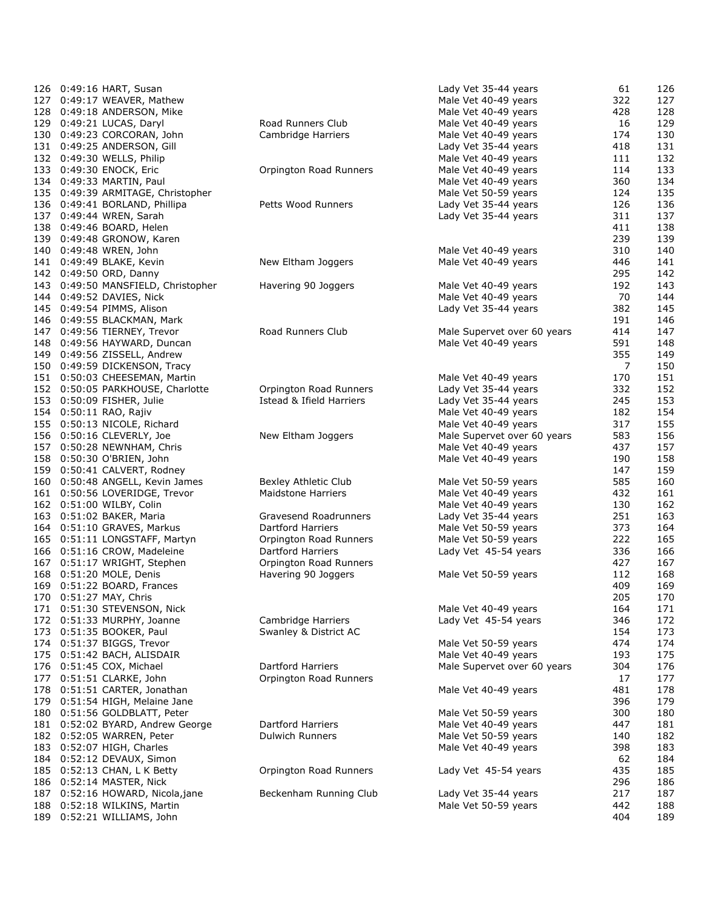| | | | | | | |
|---|---|---|---|---|---|---|
| 126 | 0:49:16 | HART, Susan | | Lady Vet 35-44 years | 61 | 126 |
| 127 | 0:49:17 | WEAVER, Mathew | | Male Vet 40-49 years | 322 | 127 |
| 128 | 0:49:18 | ANDERSON, Mike | | Male Vet 40-49 years | 428 | 128 |
| 129 | 0:49:21 | LUCAS, Daryl | Road Runners Club | Male Vet 40-49 years | 16 | 129 |
| 130 | 0:49:23 | CORCORAN, John | Cambridge Harriers | Male Vet 40-49 years | 174 | 130 |
| 131 | 0:49:25 | ANDERSON, Gill | | Lady Vet 35-44 years | 418 | 131 |
| 132 | 0:49:30 | WELLS, Philip | | Male Vet 40-49 years | 111 | 132 |
| 133 | 0:49:30 | ENOCK, Eric | Orpington Road Runners | Male Vet 40-49 years | 114 | 133 |
| 134 | 0:49:33 | MARTIN, Paul | | Male Vet 40-49 years | 360 | 134 |
| 135 | 0:49:39 | ARMITAGE, Christopher | | Male Vet 50-59 years | 124 | 135 |
| 136 | 0:49:41 | BORLAND, Phillipa | Petts Wood Runners | Lady Vet 35-44 years | 126 | 136 |
| 137 | 0:49:44 | WREN, Sarah | | Lady Vet 35-44 years | 311 | 137 |
| 138 | 0:49:46 | BOARD, Helen | | | 411 | 138 |
| 139 | 0:49:48 | GRONOW, Karen | | | 239 | 139 |
| 140 | 0:49:48 | WREN, John | | Male Vet 40-49 years | 310 | 140 |
| 141 | 0:49:49 | BLAKE, Kevin | New Eltham Joggers | Male Vet 40-49 years | 446 | 141 |
| 142 | 0:49:50 | ORD, Danny | | | 295 | 142 |
| 143 | 0:49:50 | MANSFIELD, Christopher | Havering 90 Joggers | Male Vet 40-49 years | 192 | 143 |
| 144 | 0:49:52 | DAVIES, Nick | | Male Vet 40-49 years | 70 | 144 |
| 145 | 0:49:54 | PIMMS, Alison | | Lady Vet 35-44 years | 382 | 145 |
| 146 | 0:49:55 | BLACKMAN, Mark | | | 191 | 146 |
| 147 | 0:49:56 | TIERNEY, Trevor | Road Runners Club | Male Supervet over 60 years | 414 | 147 |
| 148 | 0:49:56 | HAYWARD, Duncan | | Male Vet 40-49 years | 591 | 148 |
| 149 | 0:49:56 | ZISSELL, Andrew | | | 355 | 149 |
| 150 | 0:49:59 | DICKENSON, Tracy | | | 7 | 150 |
| 151 | 0:50:03 | CHEESEMAN, Martin | | Male Vet 40-49 years | 170 | 151 |
| 152 | 0:50:05 | PARKHOUSE, Charlotte | Orpington Road Runners | Lady Vet 35-44 years | 332 | 152 |
| 153 | 0:50:09 | FISHER, Julie | Istead & Ifield Harriers | Lady Vet 35-44 years | 245 | 153 |
| 154 | 0:50:11 | RAO, Rajiv | | Male Vet 40-49 years | 182 | 154 |
| 155 | 0:50:13 | NICOLE, Richard | | Male Vet 40-49 years | 317 | 155 |
| 156 | 0:50:16 | CLEVERLY, Joe | New Eltham Joggers | Male Supervet over 60 years | 583 | 156 |
| 157 | 0:50:28 | NEWNHAM, Chris | | Male Vet 40-49 years | 437 | 157 |
| 158 | 0:50:30 | O'BRIEN, John | | Male Vet 40-49 years | 190 | 158 |
| 159 | 0:50:41 | CALVERT, Rodney | | | 147 | 159 |
| 160 | 0:50:48 | ANGELL, Kevin James | Bexley Athletic Club | Male Vet 50-59 years | 585 | 160 |
| 161 | 0:50:56 | LOVERIDGE, Trevor | Maidstone Harriers | Male Vet 40-49 years | 432 | 161 |
| 162 | 0:51:00 | WILBY, Colin | | Male Vet 40-49 years | 130 | 162 |
| 163 | 0:51:02 | BAKER, Maria | Gravesend Roadrunners | Lady Vet 35-44 years | 251 | 163 |
| 164 | 0:51:10 | GRAVES, Markus | Dartford Harriers | Male Vet 50-59 years | 373 | 164 |
| 165 | 0:51:11 | LONGSTAFF, Martyn | Orpington Road Runners | Male Vet 50-59 years | 222 | 165 |
| 166 | 0:51:16 | CROW, Madeleine | Dartford Harriers | Lady Vet 45-54 years | 336 | 166 |
| 167 | 0:51:17 | WRIGHT, Stephen | Orpington Road Runners | | 427 | 167 |
| 168 | 0:51:20 | MOLE, Denis | Havering 90 Joggers | Male Vet 50-59 years | 112 | 168 |
| 169 | 0:51:22 | BOARD, Frances | | | 409 | 169 |
| 170 | 0:51:27 | MAY, Chris | | | 205 | 170 |
| 171 | 0:51:30 | STEVENSON, Nick | | Male Vet 40-49 years | 164 | 171 |
| 172 | 0:51:33 | MURPHY, Joanne | Cambridge Harriers | Lady Vet 45-54 years | 346 | 172 |
| 173 | 0:51:35 | BOOKER, Paul | Swanley & District AC | | 154 | 173 |
| 174 | 0:51:37 | BIGGS, Trevor | | Male Vet 50-59 years | 474 | 174 |
| 175 | 0:51:42 | BACH, ALISDAIR | | Male Vet 40-49 years | 193 | 175 |
| 176 | 0:51:45 | COX, Michael | Dartford Harriers | Male Supervet over 60 years | 304 | 176 |
| 177 | 0:51:51 | CLARKE, John | Orpington Road Runners | | 17 | 177 |
| 178 | 0:51:51 | CARTER, Jonathan | | Male Vet 40-49 years | 481 | 178 |
| 179 | 0:51:54 | HIGH, Melaine Jane | | | 396 | 179 |
| 180 | 0:51:56 | GOLDBLATT, Peter | | Male Vet 50-59 years | 300 | 180 |
| 181 | 0:52:02 | BYARD, Andrew George | Dartford Harriers | Male Vet 40-49 years | 447 | 181 |
| 182 | 0:52:05 | WARREN, Peter | Dulwich Runners | Male Vet 50-59 years | 140 | 182 |
| 183 | 0:52:07 | HIGH, Charles | | Male Vet 40-49 years | 398 | 183 |
| 184 | 0:52:12 | DEVAUX, Simon | | | 62 | 184 |
| 185 | 0:52:13 | CHAN, L K Betty | Orpington Road Runners | Lady Vet 45-54 years | 435 | 185 |
| 186 | 0:52:14 | MASTER, Nick | | | 296 | 186 |
| 187 | 0:52:16 | HOWARD, Nicola,jane | Beckenham Running Club | Lady Vet 35-44 years | 217 | 187 |
| 188 | 0:52:18 | WILKINS, Martin | | Male Vet 50-59 years | 442 | 188 |
| 189 | 0:52:21 | WILLIAMS, John | | | 404 | 189 |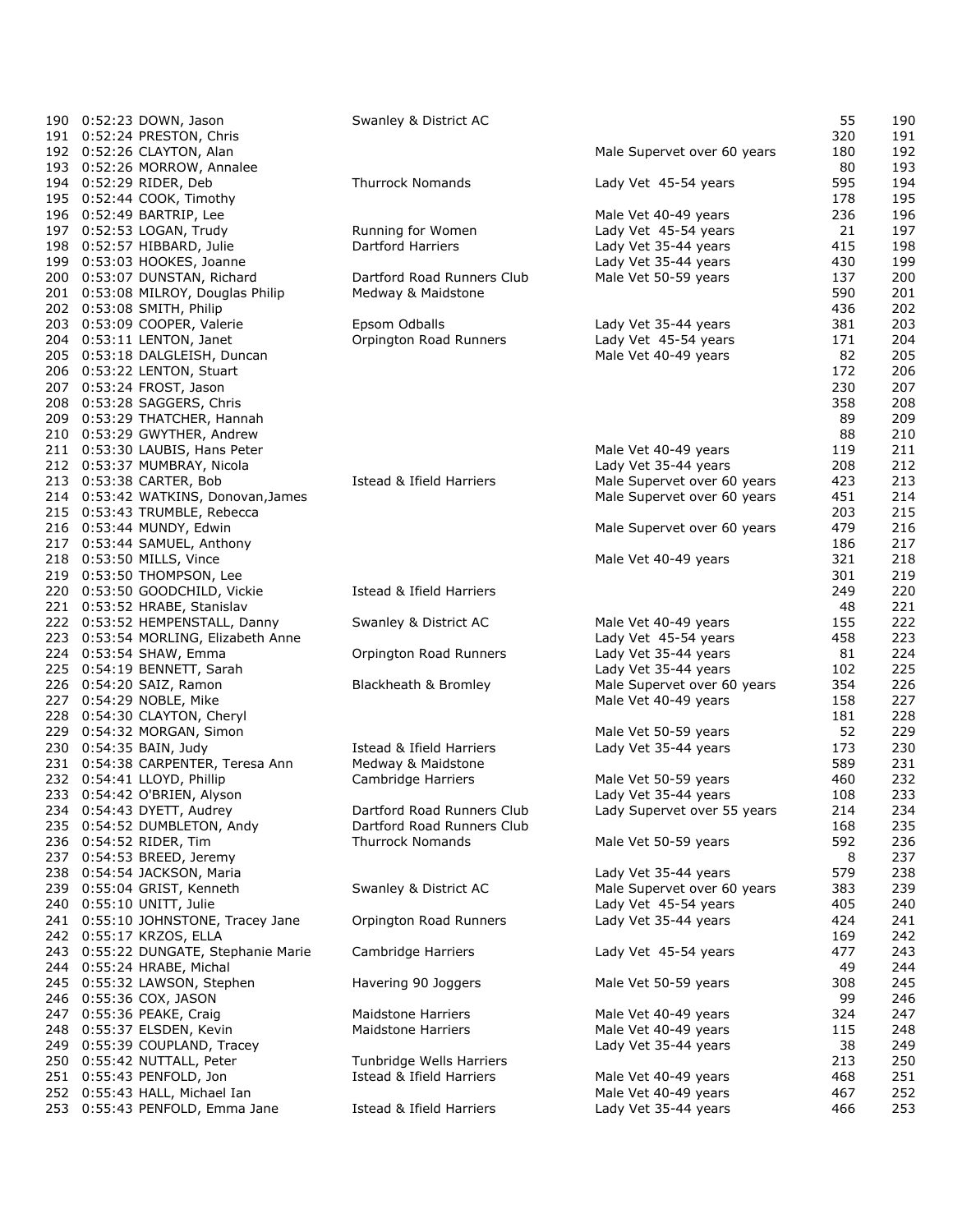| | | | | | | |
|---|---|---|---|---|---|---|
| 190 | 0:52:23 | DOWN, Jason | Swanley & District AC | | 55 | 190 |
| 191 | 0:52:24 | PRESTON, Chris | | | 320 | 191 |
| 192 | 0:52:26 | CLAYTON, Alan | | Male Supervet over 60 years | 180 | 192 |
| 193 | 0:52:26 | MORROW, Annalee | | | 80 | 193 |
| 194 | 0:52:29 | RIDER, Deb | Thurrock Nomands | Lady Vet 45-54 years | 595 | 194 |
| 195 | 0:52:44 | COOK, Timothy | | | 178 | 195 |
| 196 | 0:52:49 | BARTRIP, Lee | | Male Vet 40-49 years | 236 | 196 |
| 197 | 0:52:53 | LOGAN, Trudy | Running for Women | Lady Vet 45-54 years | 21 | 197 |
| 198 | 0:52:57 | HIBBARD, Julie | Dartford Harriers | Lady Vet 35-44 years | 415 | 198 |
| 199 | 0:53:03 | HOOKES, Joanne | | Lady Vet 35-44 years | 430 | 199 |
| 200 | 0:53:07 | DUNSTAN, Richard | Dartford Road Runners Club | Male Vet 50-59 years | 137 | 200 |
| 201 | 0:53:08 | MILROY, Douglas Philip | Medway & Maidstone | | 590 | 201 |
| 202 | 0:53:08 | SMITH, Philip | | | 436 | 202 |
| 203 | 0:53:09 | COOPER, Valerie | Epsom Odballs | Lady Vet 35-44 years | 381 | 203 |
| 204 | 0:53:11 | LENTON, Janet | Orpington Road Runners | Lady Vet 45-54 years | 171 | 204 |
| 205 | 0:53:18 | DALGLEISH, Duncan | | Male Vet 40-49 years | 82 | 205 |
| 206 | 0:53:22 | LENTON, Stuart | | | 172 | 206 |
| 207 | 0:53:24 | FROST, Jason | | | 230 | 207 |
| 208 | 0:53:28 | SAGGERS, Chris | | | 358 | 208 |
| 209 | 0:53:29 | THATCHER, Hannah | | | 89 | 209 |
| 210 | 0:53:29 | GWYTHER, Andrew | | | 88 | 210 |
| 211 | 0:53:30 | LAUBIS, Hans Peter | | Male Vet 40-49 years | 119 | 211 |
| 212 | 0:53:37 | MUMBRAY, Nicola | | Lady Vet 35-44 years | 208 | 212 |
| 213 | 0:53:38 | CARTER, Bob | Istead & Ifield Harriers | Male Supervet over 60 years | 423 | 213 |
| 214 | 0:53:42 | WATKINS, Donovan,James | | Male Supervet over 60 years | 451 | 214 |
| 215 | 0:53:43 | TRUMBLE, Rebecca | | | 203 | 215 |
| 216 | 0:53:44 | MUNDY, Edwin | | Male Supervet over 60 years | 479 | 216 |
| 217 | 0:53:44 | SAMUEL, Anthony | | | 186 | 217 |
| 218 | 0:53:50 | MILLS, Vince | | Male Vet 40-49 years | 321 | 218 |
| 219 | 0:53:50 | THOMPSON, Lee | | | 301 | 219 |
| 220 | 0:53:50 | GOODCHILD, Vickie | Istead & Ifield Harriers | | 249 | 220 |
| 221 | 0:53:52 | HRABE, Stanislav | | | 48 | 221 |
| 222 | 0:53:52 | HEMPENSTALL, Danny | Swanley & District AC | Male Vet 40-49 years | 155 | 222 |
| 223 | 0:53:54 | MORLING, Elizabeth Anne | | Lady Vet 45-54 years | 458 | 223 |
| 224 | 0:53:54 | SHAW, Emma | Orpington Road Runners | Lady Vet 35-44 years | 81 | 224 |
| 225 | 0:54:19 | BENNETT, Sarah | | Lady Vet 35-44 years | 102 | 225 |
| 226 | 0:54:20 | SAIZ, Ramon | Blackheath & Bromley | Male Supervet over 60 years | 354 | 226 |
| 227 | 0:54:29 | NOBLE, Mike | | Male Vet 40-49 years | 158 | 227 |
| 228 | 0:54:30 | CLAYTON, Cheryl | | | 181 | 228 |
| 229 | 0:54:32 | MORGAN, Simon | | Male Vet 50-59 years | 52 | 229 |
| 230 | 0:54:35 | BAIN, Judy | Istead & Ifield Harriers | Lady Vet 35-44 years | 173 | 230 |
| 231 | 0:54:38 | CARPENTER, Teresa Ann | Medway & Maidstone | | 589 | 231 |
| 232 | 0:54:41 | LLOYD, Phillip | Cambridge Harriers | Male Vet 50-59 years | 460 | 232 |
| 233 | 0:54:42 | O'BRIEN, Alyson | | Lady Vet 35-44 years | 108 | 233 |
| 234 | 0:54:43 | DYETT, Audrey | Dartford Road Runners Club | Lady Supervet over 55 years | 214 | 234 |
| 235 | 0:54:52 | DUMBLETON, Andy | Dartford Road Runners Club | | 168 | 235 |
| 236 | 0:54:52 | RIDER, Tim | Thurrock Nomands | Male Vet 50-59 years | 592 | 236 |
| 237 | 0:54:53 | BREED, Jeremy | | | 8 | 237 |
| 238 | 0:54:54 | JACKSON, Maria | | Lady Vet 35-44 years | 579 | 238 |
| 239 | 0:55:04 | GRIST, Kenneth | Swanley & District AC | Male Supervet over 60 years | 383 | 239 |
| 240 | 0:55:10 | UNITT, Julie | | Lady Vet 45-54 years | 405 | 240 |
| 241 | 0:55:10 | JOHNSTONE, Tracey Jane | Orpington Road Runners | Lady Vet 35-44 years | 424 | 241 |
| 242 | 0:55:17 | KRZOS, ELLA | | | 169 | 242 |
| 243 | 0:55:22 | DUNGATE, Stephanie Marie | Cambridge Harriers | Lady Vet 45-54 years | 477 | 243 |
| 244 | 0:55:24 | HRABE, Michal | | | 49 | 244 |
| 245 | 0:55:32 | LAWSON, Stephen | Havering 90 Joggers | Male Vet 50-59 years | 308 | 245 |
| 246 | 0:55:36 | COX, JASON | | | 99 | 246 |
| 247 | 0:55:36 | PEAKE, Craig | Maidstone Harriers | Male Vet 40-49 years | 324 | 247 |
| 248 | 0:55:37 | ELSDEN, Kevin | Maidstone Harriers | Male Vet 40-49 years | 115 | 248 |
| 249 | 0:55:39 | COUPLAND, Tracey | | Lady Vet 35-44 years | 38 | 249 |
| 250 | 0:55:42 | NUTTALL, Peter | Tunbridge Wells Harriers | | 213 | 250 |
| 251 | 0:55:43 | PENFOLD, Jon | Istead & Ifield Harriers | Male Vet 40-49 years | 468 | 251 |
| 252 | 0:55:43 | HALL, Michael Ian | | Male Vet 40-49 years | 467 | 252 |
| 253 | 0:55:43 | PENFOLD, Emma Jane | Istead & Ifield Harriers | Lady Vet 35-44 years | 466 | 253 |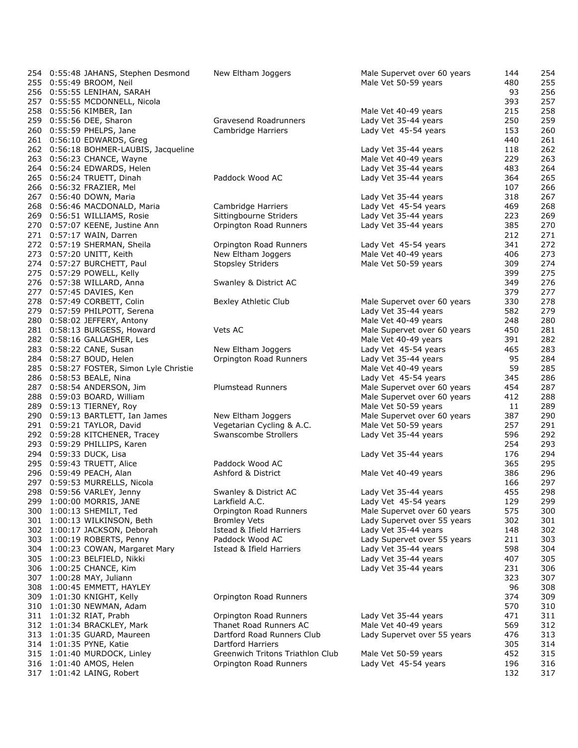| | | | | | | |
|---|---|---|---|---|---|---|
| 254 | 0:55:48 | JAHANS, Stephen Desmond | New Eltham Joggers | Male Supervet over 60 years | 144 | 254 |
| 255 | 0:55:49 | BROOM, Neil | | Male Vet 50-59 years | 480 | 255 |
| 256 | 0:55:55 | LENIHAN, SARAH | | | 93 | 256 |
| 257 | 0:55:55 | MCDONNELL, Nicola | | | 393 | 257 |
| 258 | 0:55:56 | KIMBER, Ian | | Male Vet 40-49 years | 215 | 258 |
| 259 | 0:55:56 | DEE, Sharon | Gravesend Roadrunners | Lady Vet 35-44 years | 250 | 259 |
| 260 | 0:55:59 | PHELPS, Jane | Cambridge Harriers | Lady Vet 45-54 years | 153 | 260 |
| 261 | 0:56:10 | EDWARDS, Greg | | | 440 | 261 |
| 262 | 0:56:18 | BOHMER-LAUBIS, Jacqueline | | Lady Vet 35-44 years | 118 | 262 |
| 263 | 0:56:23 | CHANCE, Wayne | | Male Vet 40-49 years | 229 | 263 |
| 264 | 0:56:24 | EDWARDS, Helen | | Lady Vet 35-44 years | 483 | 264 |
| 265 | 0:56:24 | TRUETT, Dinah | Paddock Wood AC | Lady Vet 35-44 years | 364 | 265 |
| 266 | 0:56:32 | FRAZIER, Mel | | | 107 | 266 |
| 267 | 0:56:40 | DOWN, Maria | | Lady Vet 35-44 years | 318 | 267 |
| 268 | 0:56:46 | MACDONALD, Maria | Cambridge Harriers | Lady Vet 45-54 years | 469 | 268 |
| 269 | 0:56:51 | WILLIAMS, Rosie | Sittingbourne Striders | Lady Vet 35-44 years | 223 | 269 |
| 270 | 0:57:07 | KEENE, Justine Ann | Orpington Road Runners | Lady Vet 35-44 years | 385 | 270 |
| 271 | 0:57:17 | WAIN, Darren | | | 212 | 271 |
| 272 | 0:57:19 | SHERMAN, Sheila | Orpington Road Runners | Lady Vet 45-54 years | 341 | 272 |
| 273 | 0:57:20 | UNITT, Keith | New Eltham Joggers | Male Vet 40-49 years | 406 | 273 |
| 274 | 0:57:27 | BURCHETT, Paul | Stopsley Striders | Male Vet 50-59 years | 309 | 274 |
| 275 | 0:57:29 | POWELL, Kelly | | | 399 | 275 |
| 276 | 0:57:38 | WILLARD, Anna | Swanley & District AC | | 349 | 276 |
| 277 | 0:57:45 | DAVIES, Ken | | | 379 | 277 |
| 278 | 0:57:49 | CORBETT, Colin | Bexley Athletic Club | Male Supervet over 60 years | 330 | 278 |
| 279 | 0:57:59 | PHILPOTT, Serena | | Lady Vet 35-44 years | 582 | 279 |
| 280 | 0:58:02 | JEFFERY, Antony | | Male Vet 40-49 years | 248 | 280 |
| 281 | 0:58:13 | BURGESS, Howard | Vets AC | Male Supervet over 60 years | 450 | 281 |
| 282 | 0:58:16 | GALLAGHER, Les | | Male Vet 40-49 years | 391 | 282 |
| 283 | 0:58:22 | CANE, Susan | New Eltham Joggers | Lady Vet 45-54 years | 465 | 283 |
| 284 | 0:58:27 | BOUD, Helen | Orpington Road Runners | Lady Vet 35-44 years | 95 | 284 |
| 285 | 0:58:27 | FOSTER, Simon Lyle Christie | | Male Vet 40-49 years | 59 | 285 |
| 286 | 0:58:53 | BEALE, Nina | | Lady Vet 45-54 years | 345 | 286 |
| 287 | 0:58:54 | ANDERSON, Jim | Plumstead Runners | Male Supervet over 60 years | 454 | 287 |
| 288 | 0:59:03 | BOARD, William | | Male Supervet over 60 years | 412 | 288 |
| 289 | 0:59:13 | TIERNEY, Roy | | Male Vet 50-59 years | 11 | 289 |
| 290 | 0:59:13 | BARTLETT, Ian James | New Eltham Joggers | Male Supervet over 60 years | 387 | 290 |
| 291 | 0:59:21 | TAYLOR, David | Vegetarian Cycling & A.C. | Male Vet 50-59 years | 257 | 291 |
| 292 | 0:59:28 | KITCHENER, Tracey | Swanscombe Strollers | Lady Vet 35-44 years | 596 | 292 |
| 293 | 0:59:29 | PHILLIPS, Karen | | | 254 | 293 |
| 294 | 0:59:33 | DUCK, Lisa | | Lady Vet 35-44 years | 176 | 294 |
| 295 | 0:59:43 | TRUETT, Alice | Paddock Wood AC | | 365 | 295 |
| 296 | 0:59:49 | PEACH, Alan | Ashford & District | Male Vet 40-49 years | 386 | 296 |
| 297 | 0:59:53 | MURRELLS, Nicola | | | 166 | 297 |
| 298 | 0:59:56 | VARLEY, Jenny | Swanley & District AC | Lady Vet 35-44 years | 455 | 298 |
| 299 | 1:00:00 | MORRIS, JANE | Larkfield A.C. | Lady Vet 45-54 years | 129 | 299 |
| 300 | 1:00:13 | SHEMILT, Ted | Orpington Road Runners | Male Supervet over 60 years | 575 | 300 |
| 301 | 1:00:13 | WILKINSON, Beth | Bromley Vets | Lady Supervet over 55 years | 302 | 301 |
| 302 | 1:00:17 | JACKSON, Deborah | Istead & Ifield Harriers | Lady Vet 35-44 years | 148 | 302 |
| 303 | 1:00:19 | ROBERTS, Penny | Paddock Wood AC | Lady Supervet over 55 years | 211 | 303 |
| 304 | 1:00:23 | COWAN, Margaret Mary | Istead & Ifield Harriers | Lady Vet 35-44 years | 598 | 304 |
| 305 | 1:00:23 | BELFIELD, Nikki | | Lady Vet 35-44 years | 407 | 305 |
| 306 | 1:00:25 | CHANCE, Kim | | Lady Vet 35-44 years | 231 | 306 |
| 307 | 1:00:28 | MAY, Juliann | | | 323 | 307 |
| 308 | 1:00:45 | EMMETT, HAYLEY | | | 96 | 308 |
| 309 | 1:01:30 | KNIGHT, Kelly | Orpington Road Runners | | 374 | 309 |
| 310 | 1:01:30 | NEWMAN, Adam | | | 570 | 310 |
| 311 | 1:01:32 | RIAT, Prabh | Orpington Road Runners | Lady Vet 35-44 years | 471 | 311 |
| 312 | 1:01:34 | BRACKLEY, Mark | Thanet Road Runners AC | Male Vet 40-49 years | 569 | 312 |
| 313 | 1:01:35 | GUARD, Maureen | Dartford Road Runners Club | Lady Supervet over 55 years | 476 | 313 |
| 314 | 1:01:35 | PYNE, Katie | Dartford Harriers | | 305 | 314 |
| 315 | 1:01:40 | MURDOCK, Linley | Greenwich Tritons Triathlon Club | Male Vet 50-59 years | 452 | 315 |
| 316 | 1:01:40 | AMOS, Helen | Orpington Road Runners | Lady Vet 45-54 years | 196 | 316 |
| 317 | 1:01:42 | LAING, Robert | | | 132 | 317 |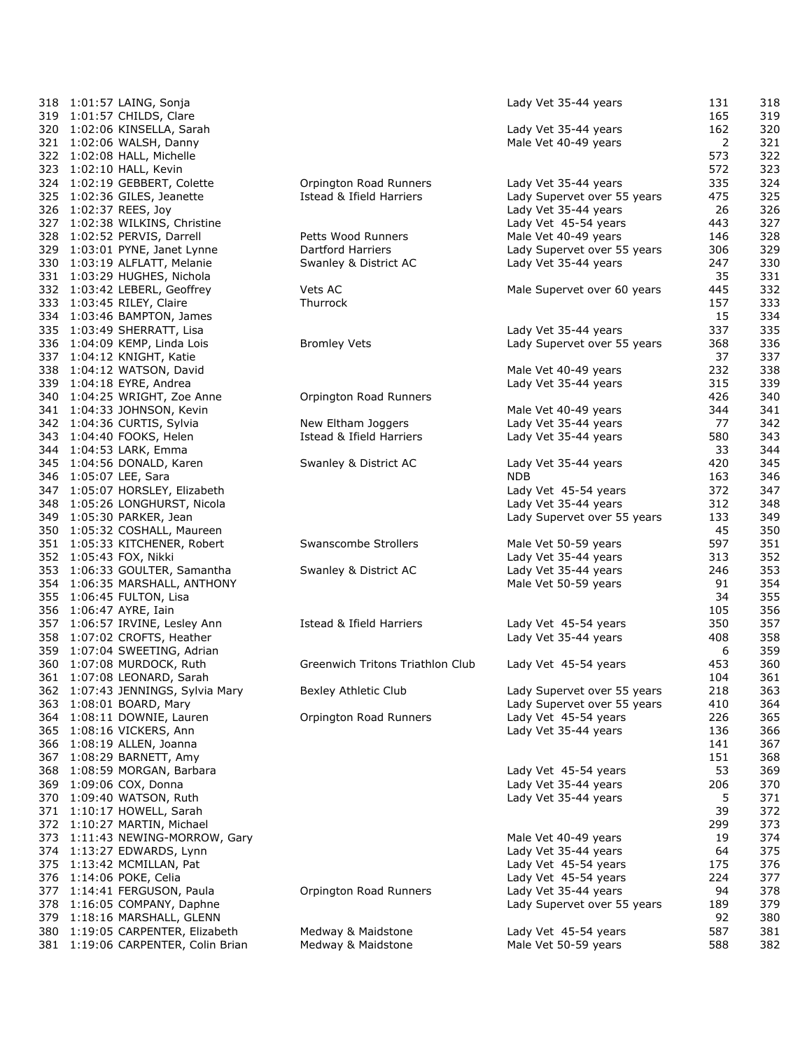| | | | | | | |
|---|---|---|---|---|---|---|
| 318 | 1:01:57 | LAING, Sonja | | Lady Vet 35-44 years | 131 | 318 |
| 319 | 1:01:57 | CHILDS, Clare | | | 165 | 319 |
| 320 | 1:02:06 | KINSELLA, Sarah | | Lady Vet 35-44 years | 162 | 320 |
| 321 | 1:02:06 | WALSH, Danny | | Male Vet 40-49 years | 2 | 321 |
| 322 | 1:02:08 | HALL, Michelle | | | 573 | 322 |
| 323 | 1:02:10 | HALL, Kevin | | | 572 | 323 |
| 324 | 1:02:19 | GEBBERT, Colette | Orpington Road Runners | Lady Vet 35-44 years | 335 | 324 |
| 325 | 1:02:36 | GILES, Jeanette | Istead & Ifield Harriers | Lady Supervet over 55 years | 475 | 325 |
| 326 | 1:02:37 | REES, Joy | | Lady Vet 35-44 years | 26 | 326 |
| 327 | 1:02:38 | WILKINS, Christine | | Lady Vet 45-54 years | 443 | 327 |
| 328 | 1:02:52 | PERVIS, Darrell | Petts Wood Runners | Male Vet 40-49 years | 146 | 328 |
| 329 | 1:03:01 | PYNE, Janet Lynne | Dartford Harriers | Lady Supervet over 55 years | 306 | 329 |
| 330 | 1:03:19 | ALFLATT, Melanie | Swanley & District AC | Lady Vet 35-44 years | 247 | 330 |
| 331 | 1:03:29 | HUGHES, Nichola | | | 35 | 331 |
| 332 | 1:03:42 | LEBERL, Geoffrey | Vets AC | Male Supervet over 60 years | 445 | 332 |
| 333 | 1:03:45 | RILEY, Claire | Thurrock | | 157 | 333 |
| 334 | 1:03:46 | BAMPTON, James | | | 15 | 334 |
| 335 | 1:03:49 | SHERRATT, Lisa | | Lady Vet 35-44 years | 337 | 335 |
| 336 | 1:04:09 | KEMP, Linda Lois | Bromley Vets | Lady Supervet over 55 years | 368 | 336 |
| 337 | 1:04:12 | KNIGHT, Katie | | | 37 | 337 |
| 338 | 1:04:12 | WATSON, David | | Male Vet 40-49 years | 232 | 338 |
| 339 | 1:04:18 | EYRE, Andrea | | Lady Vet 35-44 years | 315 | 339 |
| 340 | 1:04:25 | WRIGHT, Zoe Anne | Orpington Road Runners | | 426 | 340 |
| 341 | 1:04:33 | JOHNSON, Kevin | | Male Vet 40-49 years | 344 | 341 |
| 342 | 1:04:36 | CURTIS, Sylvia | New Eltham Joggers | Lady Vet 35-44 years | 77 | 342 |
| 343 | 1:04:40 | FOOKS, Helen | Istead & Ifield Harriers | Lady Vet 35-44 years | 580 | 343 |
| 344 | 1:04:53 | LARK, Emma | | | 33 | 344 |
| 345 | 1:04:56 | DONALD, Karen | Swanley & District AC | Lady Vet 35-44 years | 420 | 345 |
| 346 | 1:05:07 | LEE, Sara | | NDB | 163 | 346 |
| 347 | 1:05:07 | HORSLEY, Elizabeth | | Lady Vet 45-54 years | 372 | 347 |
| 348 | 1:05:26 | LONGHURST, Nicola | | Lady Vet 35-44 years | 312 | 348 |
| 349 | 1:05:30 | PARKER, Jean | | Lady Supervet over 55 years | 133 | 349 |
| 350 | 1:05:32 | COSHALL, Maureen | | | 45 | 350 |
| 351 | 1:05:33 | KITCHENER, Robert | Swanscombe Strollers | Male Vet 50-59 years | 597 | 351 |
| 352 | 1:05:43 | FOX, Nikki | | Lady Vet 35-44 years | 313 | 352 |
| 353 | 1:06:33 | GOULTER, Samantha | Swanley & District AC | Lady Vet 35-44 years | 246 | 353 |
| 354 | 1:06:35 | MARSHALL, ANTHONY | | Male Vet 50-59 years | 91 | 354 |
| 355 | 1:06:45 | FULTON, Lisa | | | 34 | 355 |
| 356 | 1:06:47 | AYRE, Iain | | | 105 | 356 |
| 357 | 1:06:57 | IRVINE, Lesley Ann | Istead & Ifield Harriers | Lady Vet 45-54 years | 350 | 357 |
| 358 | 1:07:02 | CROFTS, Heather | | Lady Vet 35-44 years | 408 | 358 |
| 359 | 1:07:04 | SWEETING, Adrian | | | 6 | 359 |
| 360 | 1:07:08 | MURDOCK, Ruth | Greenwich Tritons Triathlon Club | Lady Vet 45-54 years | 453 | 360 |
| 361 | 1:07:08 | LEONARD, Sarah | | | 104 | 361 |
| 362 | 1:07:43 | JENNINGS, Sylvia Mary | Bexley Athletic Club | Lady Supervet over 55 years | 218 | 363 |
| 363 | 1:08:01 | BOARD, Mary | | Lady Supervet over 55 years | 410 | 364 |
| 364 | 1:08:11 | DOWNIE, Lauren | Orpington Road Runners | Lady Vet 45-54 years | 226 | 365 |
| 365 | 1:08:16 | VICKERS, Ann | | Lady Vet 35-44 years | 136 | 366 |
| 366 | 1:08:19 | ALLEN, Joanna | | | 141 | 367 |
| 367 | 1:08:29 | BARNETT, Amy | | | 151 | 368 |
| 368 | 1:08:59 | MORGAN, Barbara | | Lady Vet 45-54 years | 53 | 369 |
| 369 | 1:09:06 | COX, Donna | | Lady Vet 35-44 years | 206 | 370 |
| 370 | 1:09:40 | WATSON, Ruth | | Lady Vet 35-44 years | 5 | 371 |
| 371 | 1:10:17 | HOWELL, Sarah | | | 39 | 372 |
| 372 | 1:10:27 | MARTIN, Michael | | | 299 | 373 |
| 373 | 1:11:43 | NEWING-MORROW, Gary | | Male Vet 40-49 years | 19 | 374 |
| 374 | 1:13:27 | EDWARDS, Lynn | | Lady Vet 35-44 years | 64 | 375 |
| 375 | 1:13:42 | MCMILLAN, Pat | | Lady Vet 45-54 years | 175 | 376 |
| 376 | 1:14:06 | POKE, Celia | | Lady Vet 45-54 years | 224 | 377 |
| 377 | 1:14:41 | FERGUSON, Paula | Orpington Road Runners | Lady Vet 35-44 years | 94 | 378 |
| 378 | 1:16:05 | COMPANY, Daphne | | Lady Supervet over 55 years | 189 | 379 |
| 379 | 1:18:16 | MARSHALL, GLENN | | | 92 | 380 |
| 380 | 1:19:05 | CARPENTER, Elizabeth | Medway & Maidstone | Lady Vet 45-54 years | 587 | 381 |
| 381 | 1:19:06 | CARPENTER, Colin Brian | Medway & Maidstone | Male Vet 50-59 years | 588 | 382 |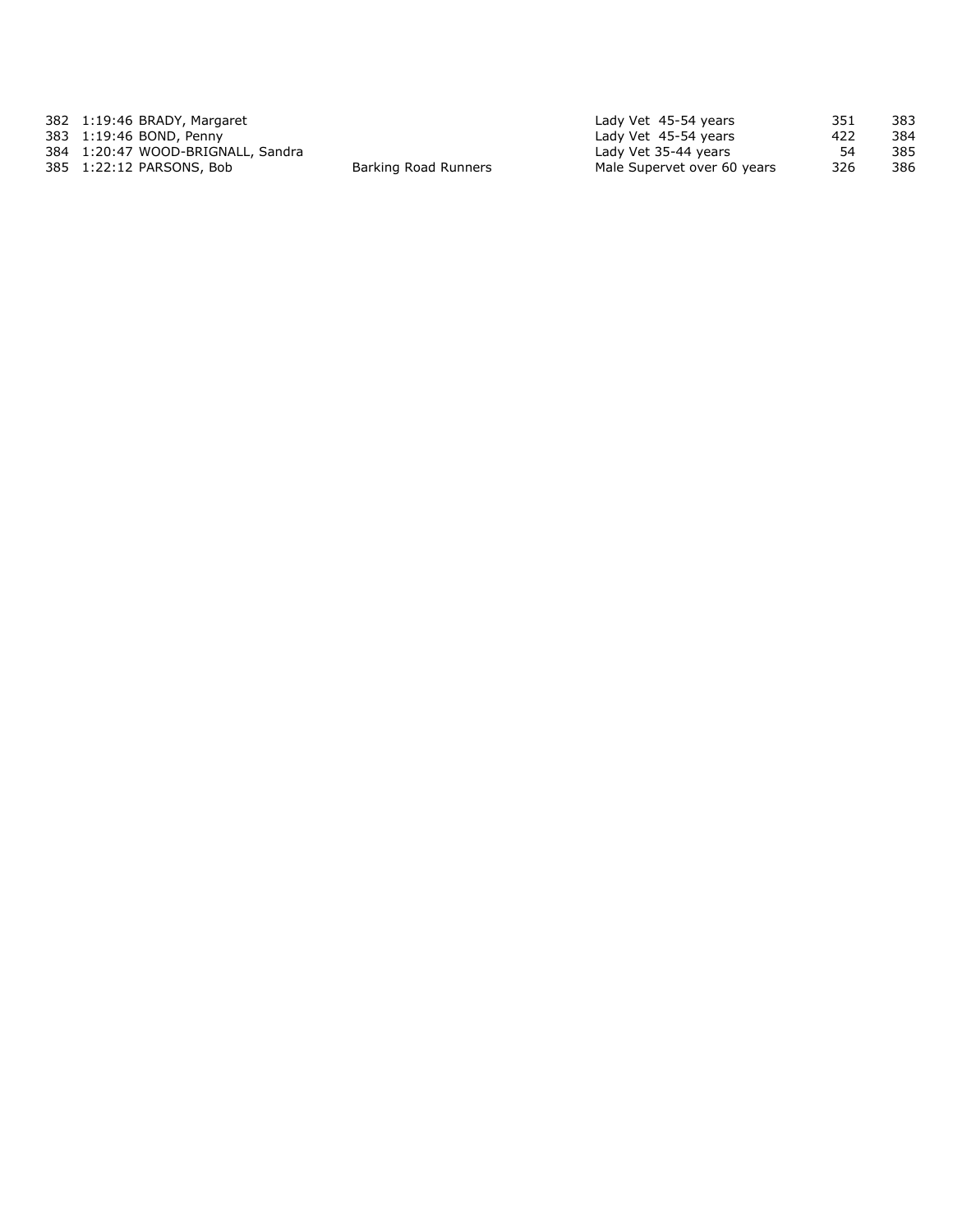| | | | | | | |
|---|---|---|---|---|---|---|
| 382 | 1:19:46 | BRADY, Margaret | | Lady Vet  45-54 years | 351 | 383 |
| 383 | 1:19:46 | BOND, Penny | | Lady Vet  45-54 years | 422 | 384 |
| 384 | 1:20:47 | WOOD-BRIGNALL, Sandra | | Lady Vet 35-44 years | 54 | 385 |
| 385 | 1:22:12 | PARSONS, Bob | Barking Road Runners | Male Supervet over 60 years | 326 | 386 |